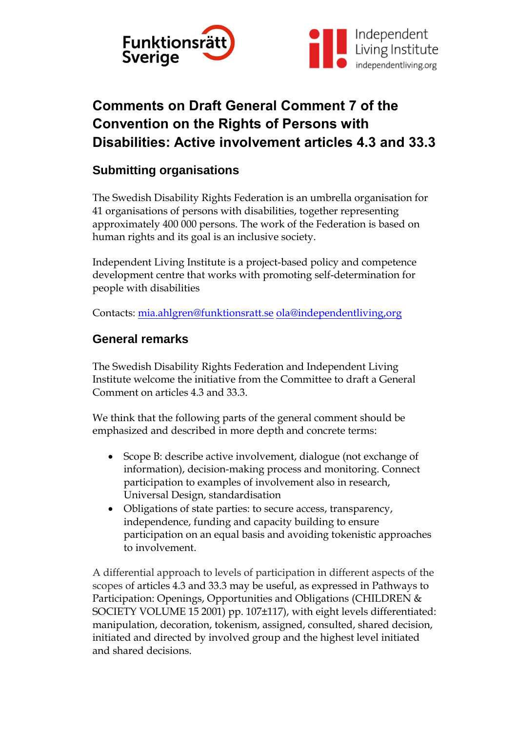Funktionsrätt Sverige

Independent Living Institute
independentliving.org

# Comments on Draft General Comment 7 of the Convention on the Rights of Persons with Disabilities: Active involvement articles 4.3 and 33.3

## Submitting organisations

The Swedish Disability Rights Federation is an umbrella organisation for 41 organisations of persons with disabilities, together representing approximately 400 000 persons. The work of the Federation is based on human rights and its goal is an inclusive society.

Independent Living Institute is a project-based policy and competence development centre that works with promoting self-determination for people with disabilities

Contacts: mia.ahlgren@funktionsratt.se ola@independentliving,org

## General remarks

The Swedish Disability Rights Federation and Independent Living Institute welcome the initiative from the Committee to draft a General Comment on articles 4.3 and 33.3.

We think that the following parts of the general comment should be emphasized and described in more depth and concrete terms:

- Scope B: describe active involvement, dialogue (not exchange of information), decision-making process and monitoring. Connect participation to examples of involvement also in research, Universal Design, standardisation
- Obligations of state parties: to secure access, transparency, independence, funding and capacity building to ensure participation on an equal basis and avoiding tokenistic approaches to involvement.

A differential approach to levels of participation in different aspects of the scopes of articles 4.3 and 33.3 may be useful, as expressed in Pathways to Participation: Openings, Opportunities and Obligations (CHILDREN & SOCIETY VOLUME 15 2001) pp. 107±117), with eight levels differentiated: manipulation, decoration, tokenism, assigned, consulted, shared decision, initiated and directed by involved group and the highest level initiated and shared decisions.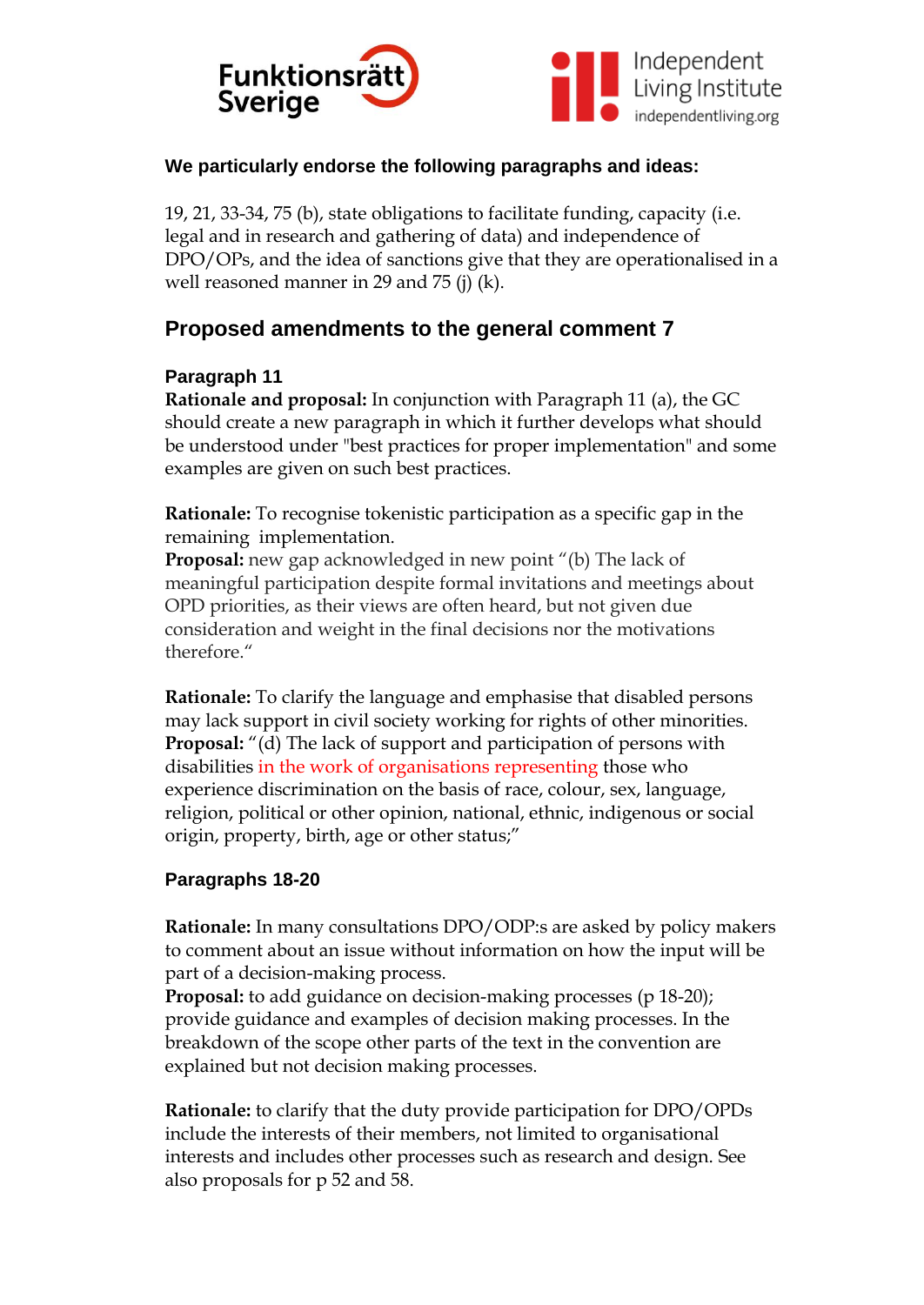**We particularly endorse the following paragraphs and ideas:**

19, 21, 33-34, 75 (b), state obligations to facilitate funding, capacity (i.e. legal and in research and gathering of data) and independence of DPO/OPs, and the idea of sanctions give that they are operationalised in a well reasoned manner in 29 and 75 (j) (k).

## Proposed amendments to the general comment 7

### Paragraph 11

**Rationale and proposal:** In conjunction with Paragraph 11 (a), the GC should create a new paragraph in which it further develops what should be understood under "best practices for proper implementation" and some examples are given on such best practices.

**Rationale:** To recognise tokenistic participation as a specific gap in the remaining implementation.
**Proposal:** new gap acknowledged in new point "(b) The lack of meaningful participation despite formal invitations and meetings about OPD priorities, as their views are often heard, but not given due consideration and weight in the final decisions nor the motivations therefore."

**Rationale:** To clarify the language and emphasise that disabled persons may lack support in civil society working for rights of other minorities.
**Proposal:** "(d) The lack of support and participation of persons with disabilities in the work of organisations representing those who experience discrimination on the basis of race, colour, sex, language, religion, political or other opinion, national, ethnic, indigenous or social origin, property, birth, age or other status;"

### Paragraphs 18-20

**Rationale:** In many consultations DPO/ODP:s are asked by policy makers to comment about an issue without information on how the input will be part of a decision-making process.
**Proposal:** to add guidance on decision-making processes (p 18-20); provide guidance and examples of decision making processes. In the breakdown of the scope other parts of the text in the convention are explained but not decision making processes.

**Rationale:** to clarify that the duty provide participation for DPO/OPDs include the interests of their members, not limited to organisational interests and includes other processes such as research and design. See also proposals for p 52 and 58.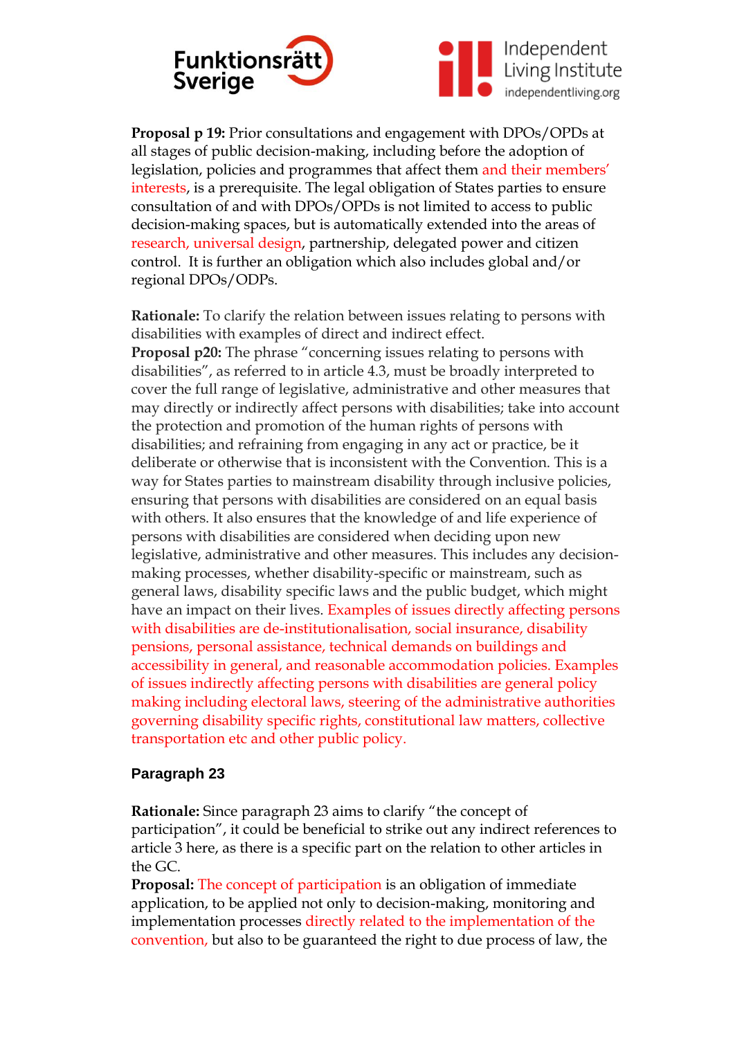**Proposal p 19:** Prior consultations and engagement with DPOs/OPDs at all stages of public decision-making, including before the adoption of legislation, policies and programmes that affect them and their members' interests, is a prerequisite. The legal obligation of States parties to ensure consultation of and with DPOs/OPDs is not limited to access to public decision-making spaces, but is automatically extended into the areas of research, universal design, partnership, delegated power and citizen control. It is further an obligation which also includes global and/or regional DPOs/ODPs.

**Rationale:** To clarify the relation between issues relating to persons with disabilities with examples of direct and indirect effect.

**Proposal p20:** The phrase "concerning issues relating to persons with disabilities", as referred to in article 4.3, must be broadly interpreted to cover the full range of legislative, administrative and other measures that may directly or indirectly affect persons with disabilities; take into account the protection and promotion of the human rights of persons with disabilities; and refraining from engaging in any act or practice, be it deliberate or otherwise that is inconsistent with the Convention. This is a way for States parties to mainstream disability through inclusive policies, ensuring that persons with disabilities are considered on an equal basis with others. It also ensures that the knowledge of and life experience of persons with disabilities are considered when deciding upon new legislative, administrative and other measures. This includes any decision-making processes, whether disability-specific or mainstream, such as general laws, disability specific laws and the public budget, which might have an impact on their lives. Examples of issues directly affecting persons with disabilities are de-institutionalisation, social insurance, disability pensions, personal assistance, technical demands on buildings and accessibility in general, and reasonable accommodation policies. Examples of issues indirectly affecting persons with disabilities are general policy making including electoral laws, steering of the administrative authorities governing disability specific rights, constitutional law matters, collective transportation etc and other public policy.

## Paragraph 23

**Rationale:** Since paragraph 23 aims to clarify "the concept of participation", it could be beneficial to strike out any indirect references to article 3 here, as there is a specific part on the relation to other articles in the GC.

**Proposal:** The concept of participation is an obligation of immediate application, to be applied not only to decision-making, monitoring and implementation processes directly related to the implementation of the convention, but also to be guaranteed the right to due process of law, the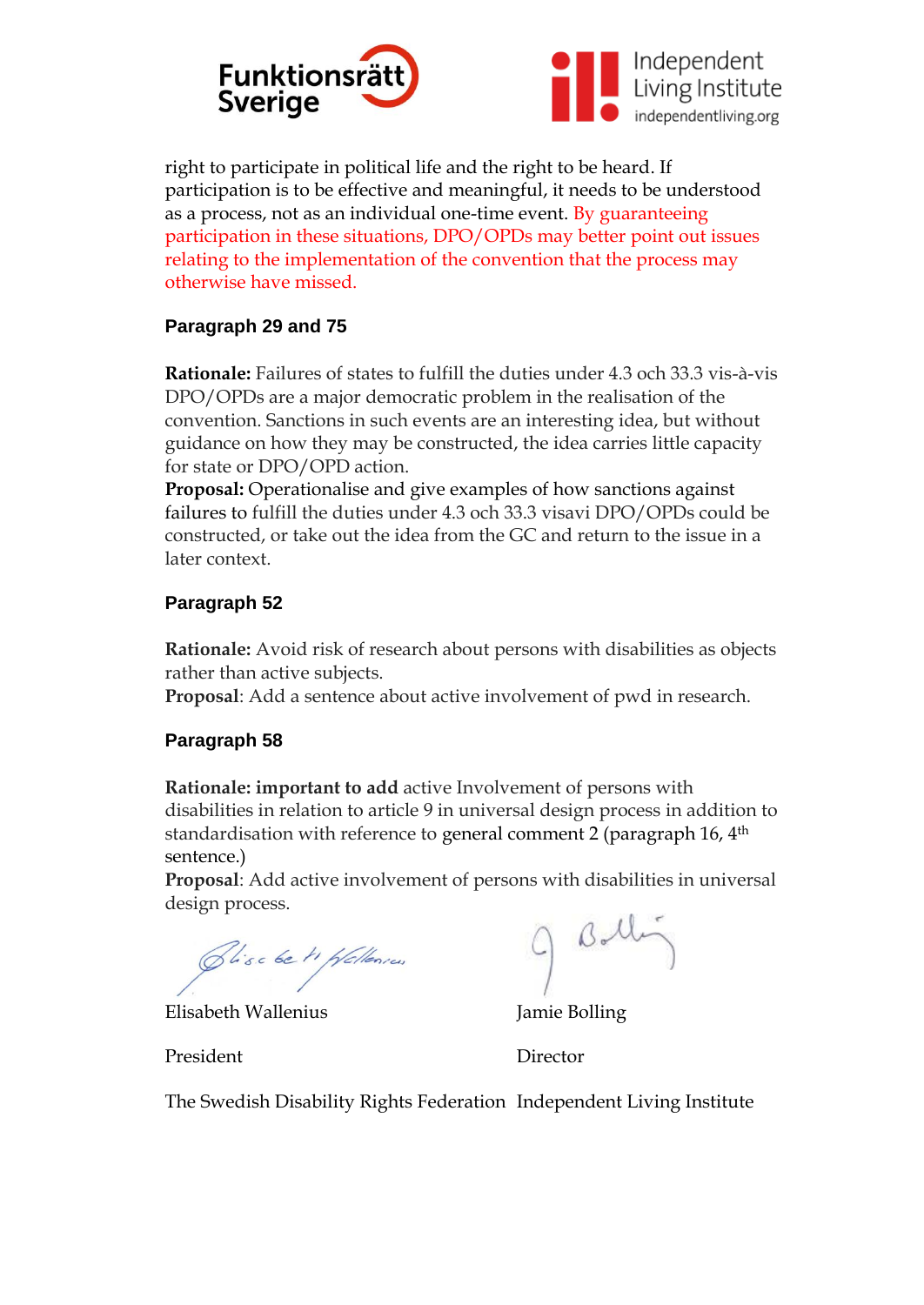right to participate in political life and the right to be heard. If participation is to be effective and meaningful, it needs to be understood as a process, not as an individual one-time event. By guaranteeing participation in these situations, DPO/OPDs may better point out issues relating to the implementation of the convention that the process may otherwise have missed.

### Paragraph 29 and 75

**Rationale:** Failures of states to fulfill the duties under 4.3 och 33.3 vis-à-vis DPO/OPDs are a major democratic problem in the realisation of the convention. Sanctions in such events are an interesting idea, but without guidance on how they may be constructed, the idea carries little capacity for state or DPO/OPD action.
**Proposal:** Operationalise and give examples of how sanctions against failures to fulfill the duties under 4.3 och 33.3 visavi DPO/OPDs could be constructed, or take out the idea from the GC and return to the issue in a later context.

### Paragraph 52

**Rationale:** Avoid risk of research about persons with disabilities as objects rather than active subjects.
**Proposal**: Add a sentence about active involvement of pwd in research.

### Paragraph 58

**Rationale: important to add** active Involvement of persons with disabilities in relation to article 9 in universal design process in addition to standardisation with reference to general comment 2 (paragraph 16, 4th sentence.)
**Proposal**: Add active involvement of persons with disabilities in universal design process.

| | |
|---|---|
| Elisabeth Wallenius | Jamie Bolling |
| President | Director |
| The Swedish Disability Rights Federation | Independent Living Institute |